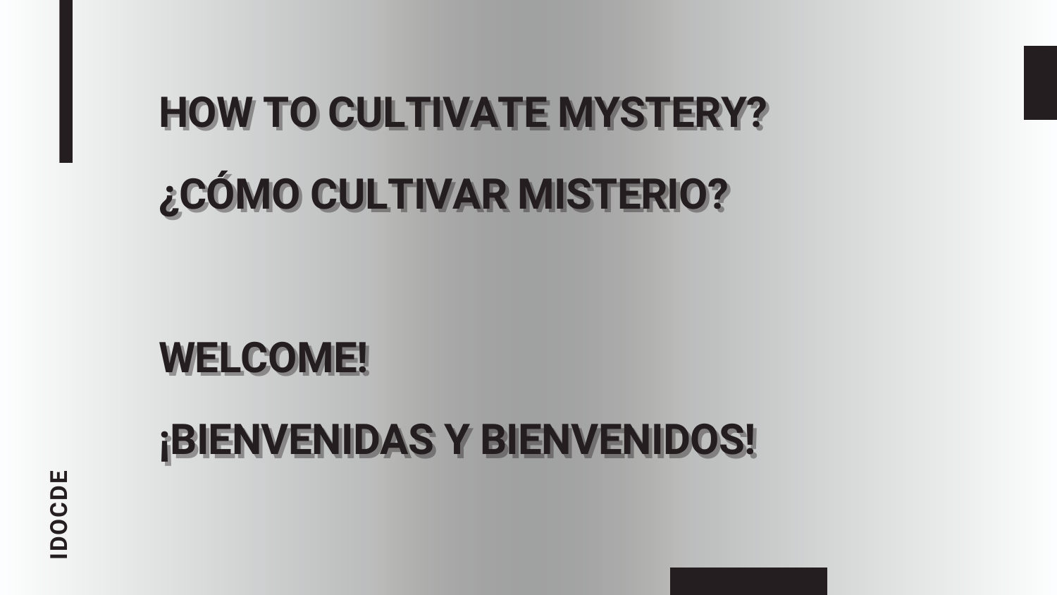# HOW TO CULTIVATE MYSTERY?

# ¿CÓMO CULTIVAR MISTERIO?

## WELCOME!

## ¡BIENVENIDAS Y BIENVENIDOS!

IDOCDE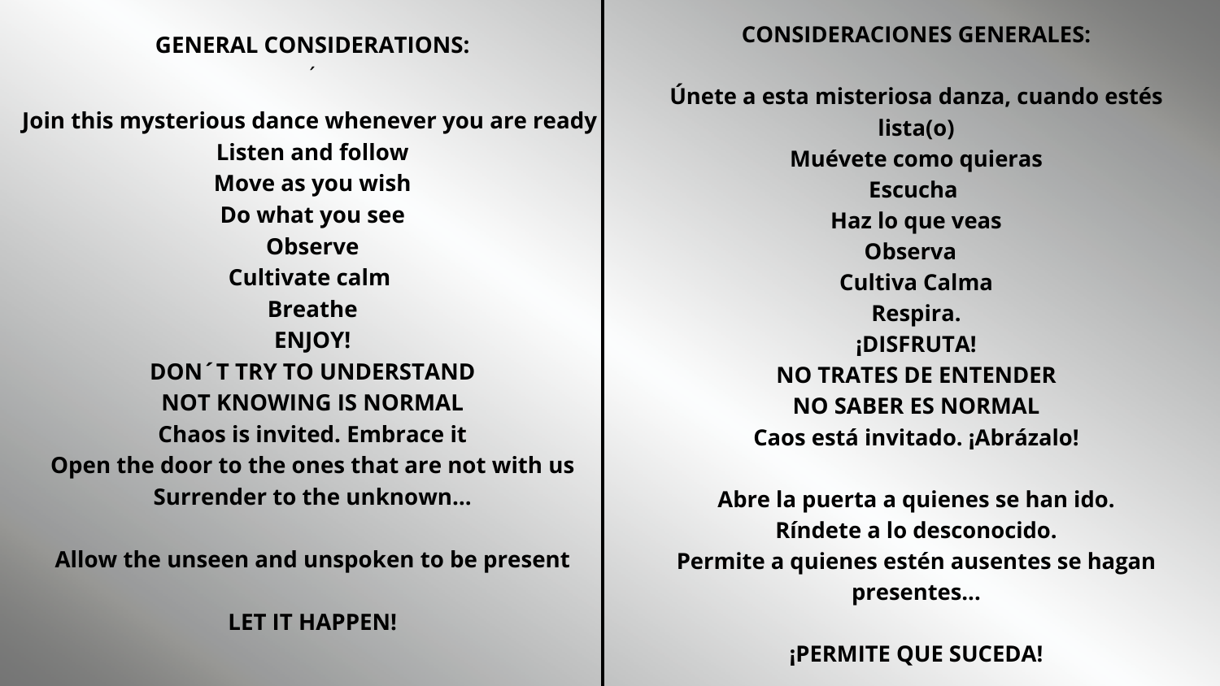**GENERAL CONSIDERATIONS:**

´

**Join this mysterious dance whenever you are ready**
**Listen and follow**
**Move as you wish**
**Do what you see**
**Observe**
**Cultivate calm**
**Breathe**
**ENJOY!**
**DON´T TRY TO UNDERSTAND**
**NOT KNOWING IS NORMAL**
**Chaos is invited. Embrace it**
**Open the door to the ones that are not with us**
**Surrender to the unknown...**

**Allow the unseen and unspoken to be present**

**LET IT HAPPEN!**

**CONSIDERACIONES GENERALES:**

**Únete a esta misteriosa danza, cuando estés lista(o)**
**Muévete como quieras**
**Escucha**
**Haz lo que veas**
**Observa**
**Cultiva Calma**
**Respira.**
**¡DISFRUTA!**
**NO TRATES DE ENTENDER**
**NO SABER ES NORMAL**
**Caos está invitado. ¡Abrázalo!**

**Abre la puerta a quienes se han ido.**
**Ríndete a lo desconocido.**
**Permite a quienes estén ausentes se hagan presentes...**

**¡PERMITE QUE SUCEDA!**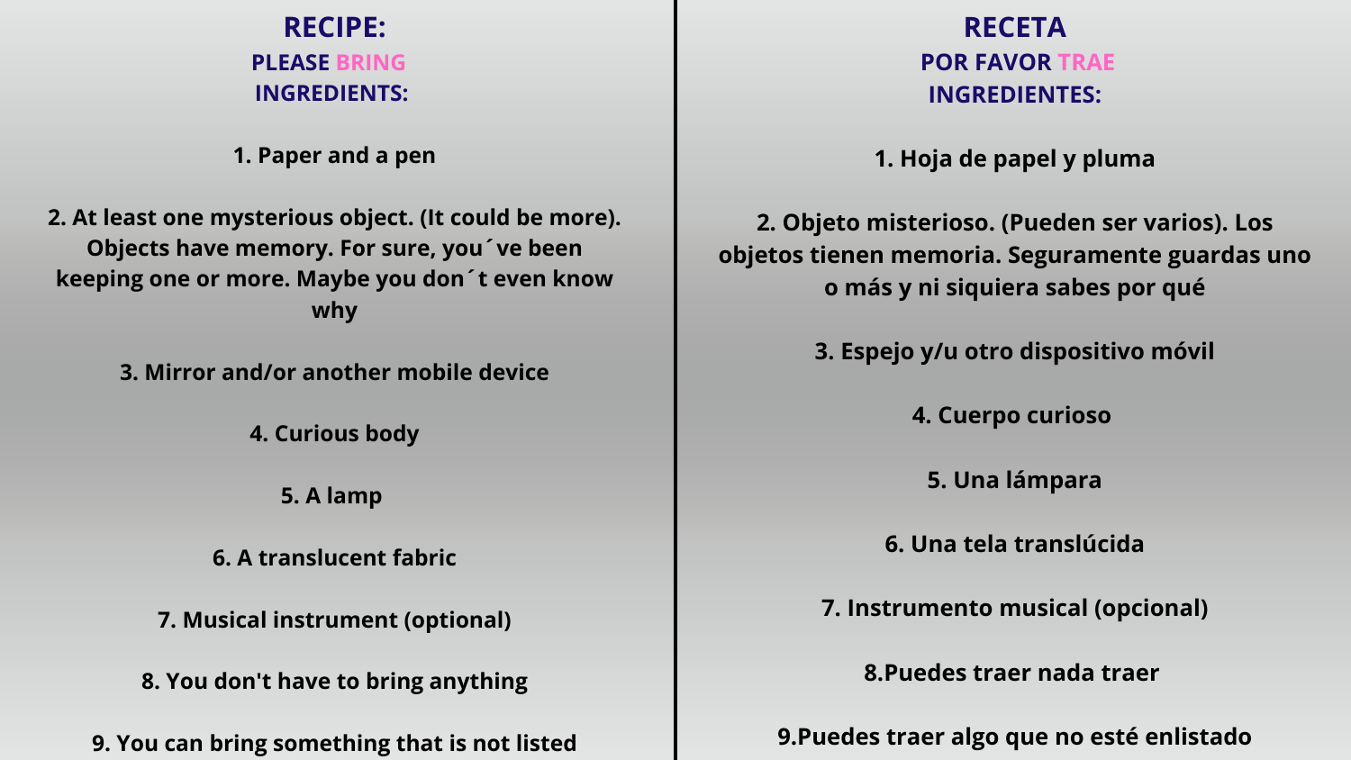## RECIPE:

### PLEASE BRING
### INGREDIENTS:

1. Paper and a pen

2. At least one mysterious object. (It could be more). Objects have memory. For sure, you´ve been keeping one or more. Maybe you don´t even know why

3. Mirror and/or another mobile device

4. Curious body

5. A lamp

6. A translucent fabric

7. Musical instrument (optional)

8. You don't have to bring anything

9. You can bring something that is not listed

## RECETA

### POR FAVOR TRAE
### INGREDIENTES:

1. Hoja de papel y pluma

2. Objeto misterioso. (Pueden ser varios). Los objetos tienen memoria. Seguramente guardas uno o más y ni siquiera sabes por qué

3. Espejo y/u otro dispositivo móvil

4. Cuerpo curioso

5. Una lámpara

6. Una tela translúcida

7. Instrumento musical (opcional)

8.Puedes traer nada traer

9.Puedes traer algo que no esté enlistado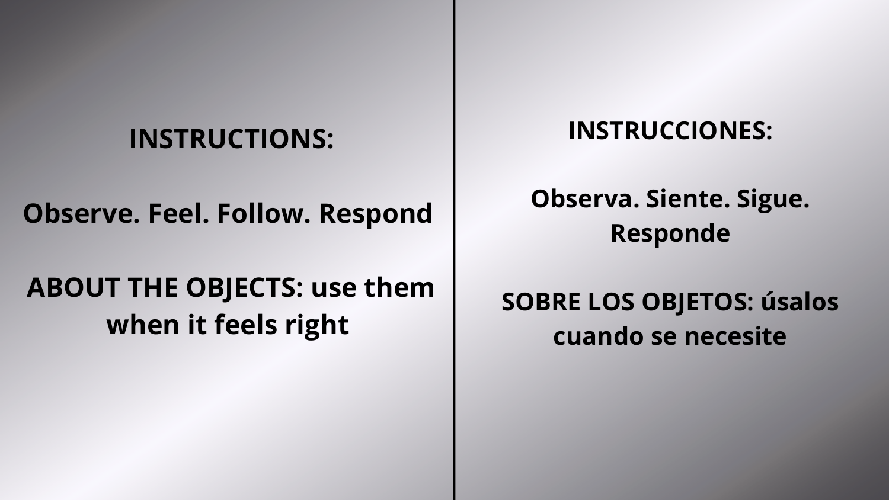## INSTRUCTIONS:

**Observe. Feel. Follow. Respond**

**ABOUT THE OBJECTS: use them when it feels right**

## INSTRUCCIONES:

**Observa. Siente. Sigue. Responde**

**SOBRE LOS OBJETOS: úsalos cuando se necesite**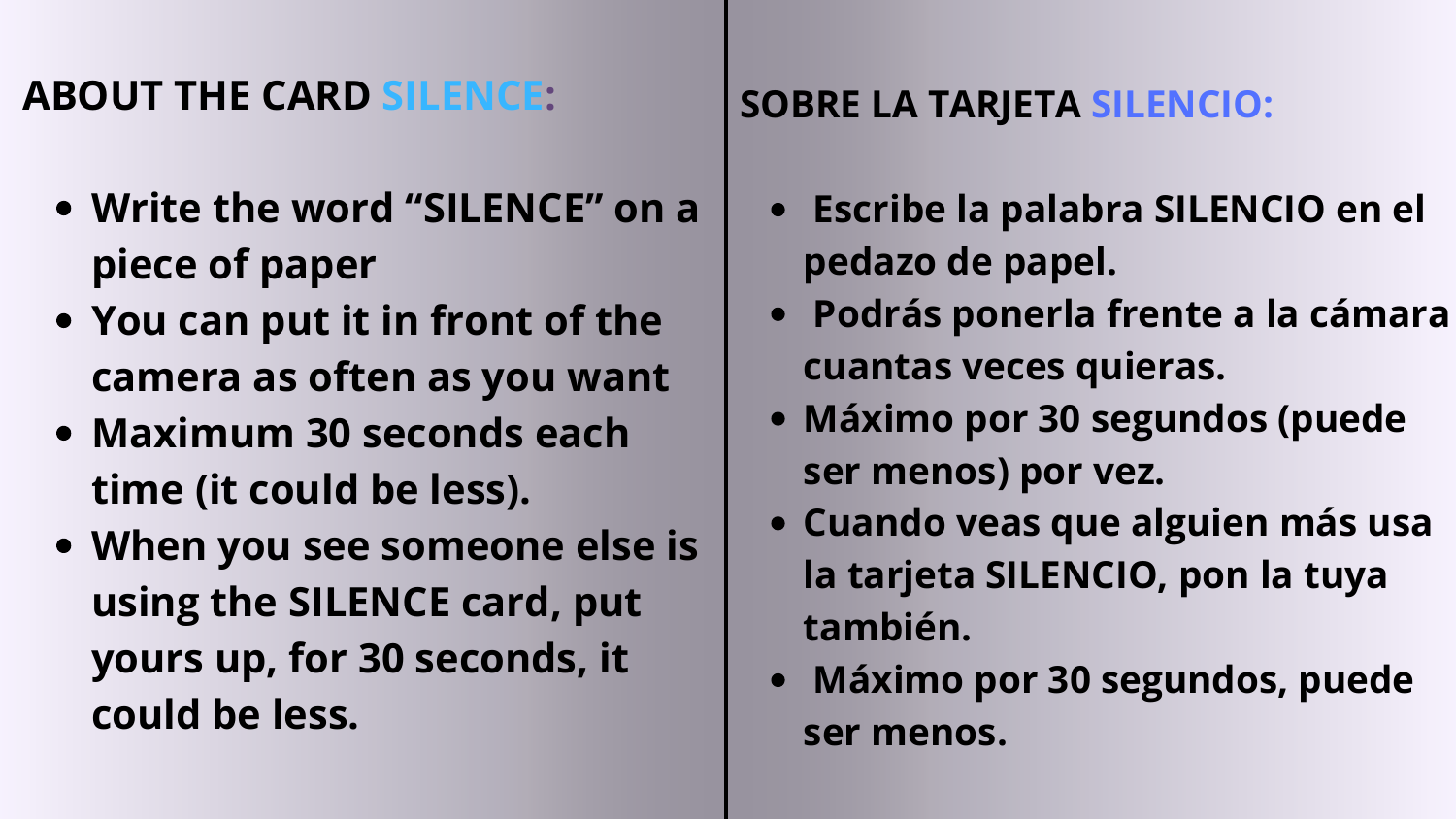## ABOUT THE CARD SILENCE:

- Write the word “SILENCE” on a piece of paper
- You can put it in front of the camera as often as you want
- Maximum 30 seconds each time (it could be less).
- When you see someone else is using the SILENCE card, put yours up, for 30 seconds, it could be less.

## SOBRE LA TARJETA SILENCIO:

- Escribe la palabra SILENCIO en el pedazo de papel.
- Podrás ponerla frente a la cámara cuantas veces quieras.
- Máximo por 30 segundos (puede ser menos) por vez.
- Cuando veas que alguien más usa la tarjeta SILENCIO, pon la tuya también.
- Máximo por 30 segundos, puede ser menos.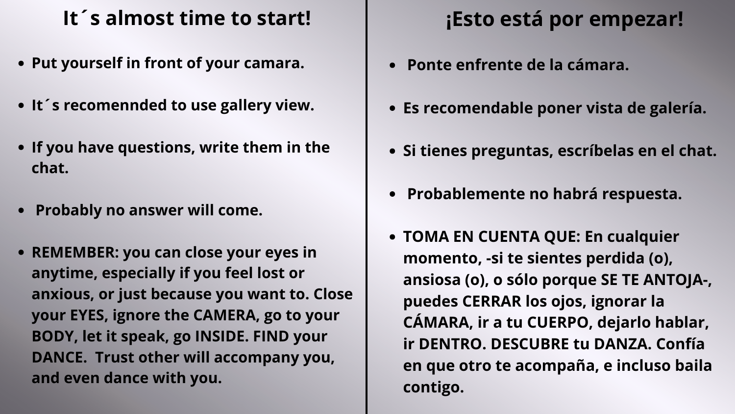## It´s almost time to start!

- **Put yourself in front of your camara.**
- **It´s recomennded to use gallery view.**
- **If you have questions, write them in the chat.**
- **Probably no answer will come.**
- **REMEMBER: you can close your eyes in anytime, especially if you feel lost or anxious, or just because you want to. Close your EYES, ignore the CAMERA, go to your BODY, let it speak, go INSIDE. FIND your DANCE. Trust other will accompany you, and even dance with you.**

## ¡Esto está por empezar!

- **Ponte enfrente de la cámara.**
- **Es recomendable poner vista de galería.**
- **Si tienes preguntas, escríbelas en el chat.**
- **Probablemente no habrá respuesta.**
- **TOMA EN CUENTA QUE: En cualquier momento, -si te sientes perdida (o), ansiosa (o), o sólo porque SE TE ANTOJA-, puedes CERRAR los ojos, ignorar la CÁMARA, ir a tu CUERPO, dejarlo hablar, ir DENTRO. DESCUBRE tu DANZA. Confía en que otro te acompaña, e incluso baila contigo.**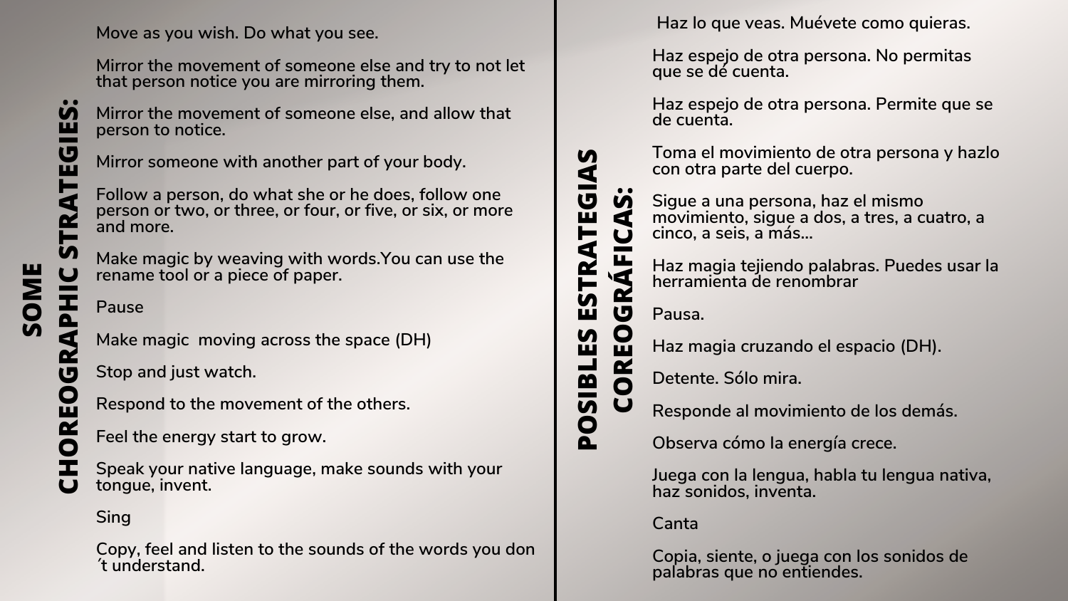## SOME CHOREOGRAPHIC STRATEGIES:

Move as you wish. Do what you see.

Mirror the movement of someone else and try to not let that person notice you are mirroring them.

Mirror the movement of someone else, and allow that person to notice.

Mirror someone with another part of your body.

Follow a person, do what she or he does, follow one person or two, or three, or four, or five, or six, or more and more.

Make magic by weaving with words.You can use the rename tool or a piece of paper.

Pause

Make magic  moving across the space (DH)

Stop and just watch.

Respond to the movement of the others.

Feel the energy start to grow.

Speak your native language, make sounds with your tongue, invent.

Sing

Copy, feel and listen to the sounds of the words you don ́t understand.

## POSIBLES ESTRATEGIAS COREOGRÁFICAS:

Haz lo que veas. Muévete como quieras.

Haz espejo de otra persona. No permitas que se dé cuenta.

Haz espejo de otra persona. Permite que se de cuenta.

Toma el movimiento de otra persona y hazlo con otra parte del cuerpo.

Sigue a una persona, haz el mismo movimiento, sigue a dos, a tres, a cuatro, a cinco, a seis, a más...

Haz magia tejiendo palabras. Puedes usar la herramienta de renombrar

Pausa.

Haz magia cruzando el espacio (DH).

Detente. Sólo mira.

Responde al movimiento de los demás.

Observa cómo la energía crece.

Juega con la lengua, habla tu lengua nativa, haz sonidos, inventa.

Canta

Copia, siente, o juega con los sonidos de palabras que no entiendes.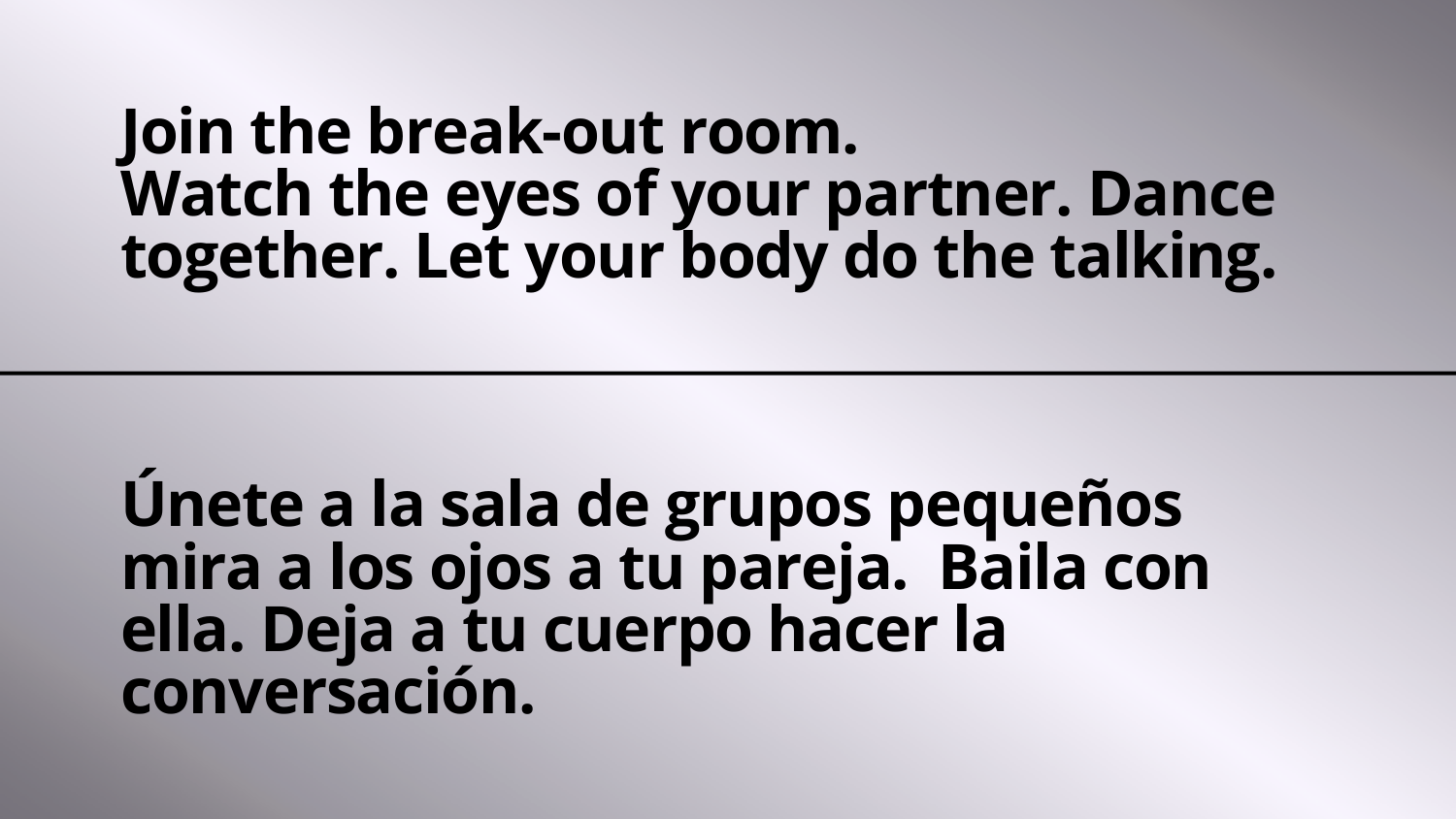**Join the break-out room.**
**Watch the eyes of your partner. Dance together. Let your body do the talking.**

---

**Únete a la sala de grupos pequeños mira a los ojos a tu pareja.  Baila con ella. Deja a tu cuerpo hacer la conversación.**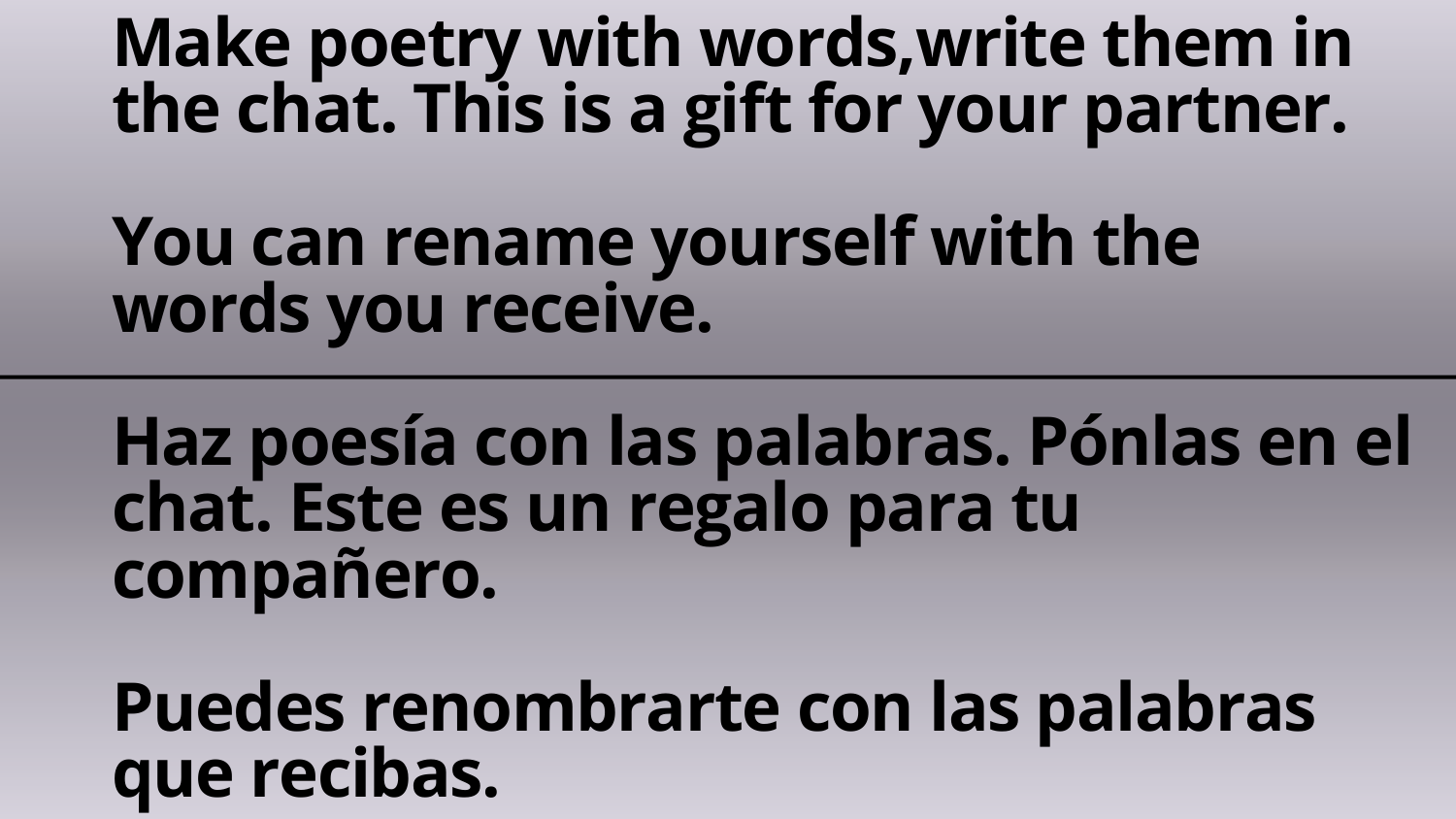**Make poetry with words,write them in the chat. This is a gift for your partner.**

**You can rename yourself with the words you receive.**

---

**Haz poesía con las palabras. Pónlas en el chat. Este es un regalo para tu compañero.**

**Puedes renombrarte con las palabras que recibas.**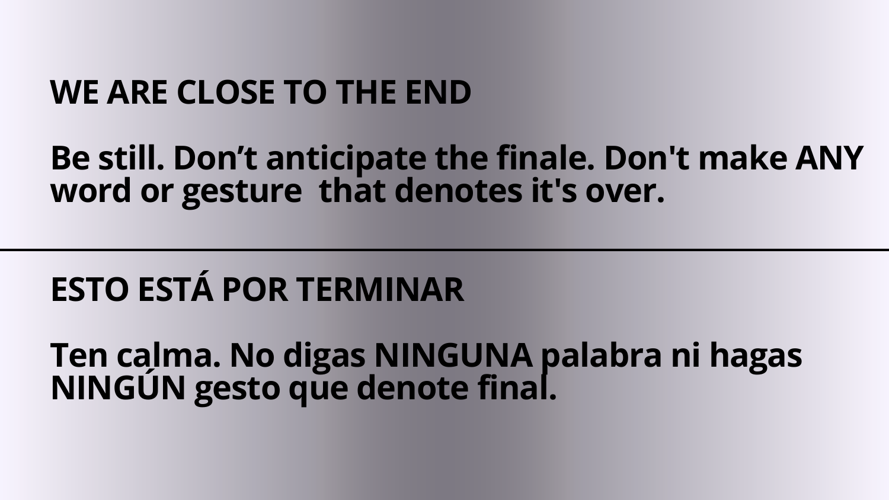## WE ARE CLOSE TO THE END

**Be still. Don’t anticipate the finale. Don't make ANY word or gesture  that denotes it's over.**

---

## ESTO ESTÁ POR TERMINAR

**Ten calma. No digas NINGUNA palabra ni hagas NINGÚN gesto que denote final.**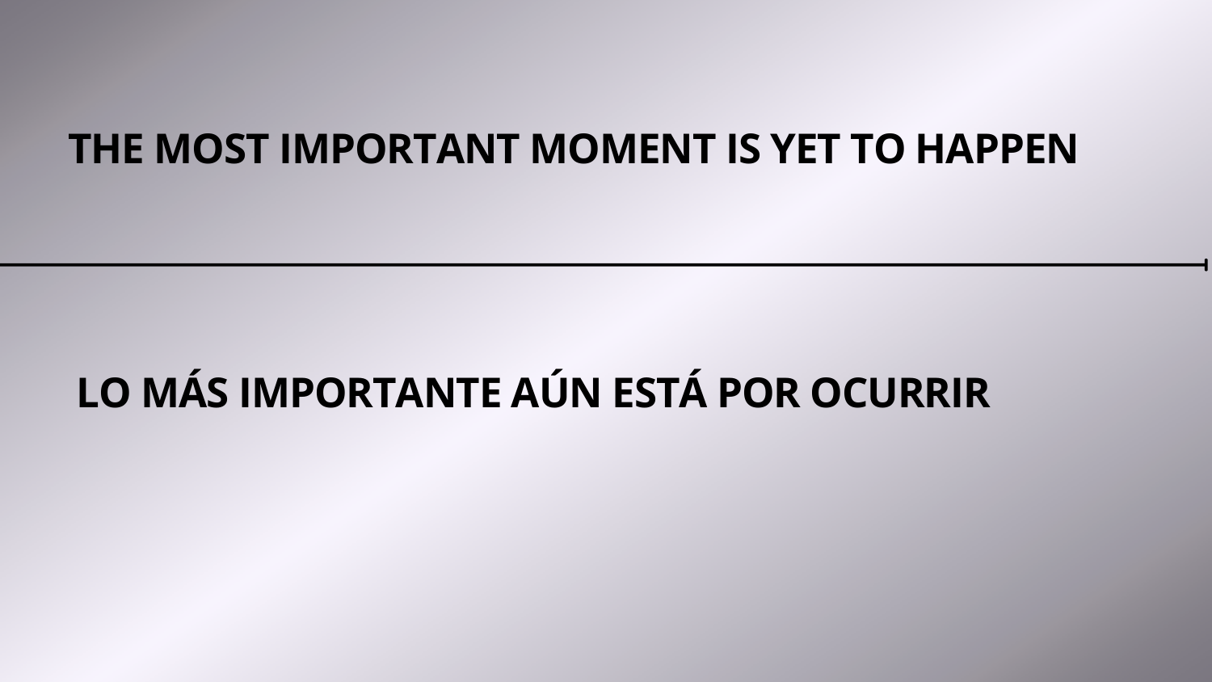**THE MOST IMPORTANT MOMENT IS YET TO HAPPEN**

---

**LO MÁS IMPORTANTE AÚN ESTÁ POR OCURRIR**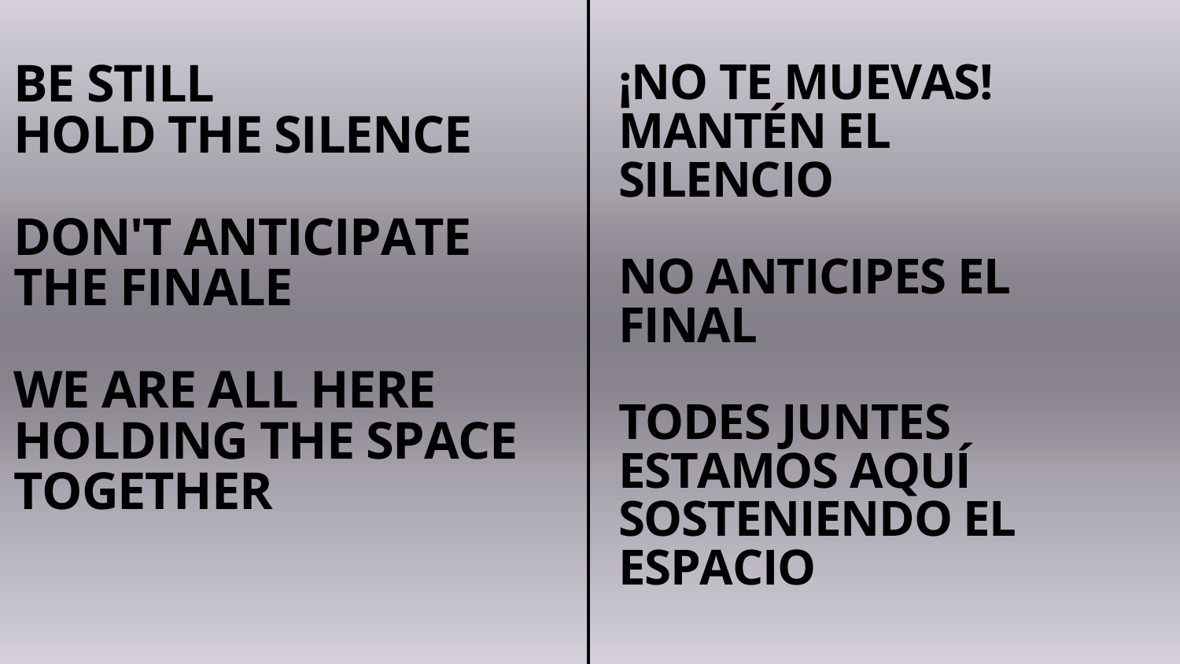**BE STILL**
**HOLD THE SILENCE**

**DON'T ANTICIPATE THE FINALE**

**WE ARE ALL HERE HOLDING THE SPACE TOGETHER**

**¡NO TE MUEVAS!**
**MANTÉN EL SILENCIO**

**NO ANTICIPES EL FINAL**

**TODES JUNTES ESTAMOS AQUÍ SOSTENIENDO EL ESPACIO**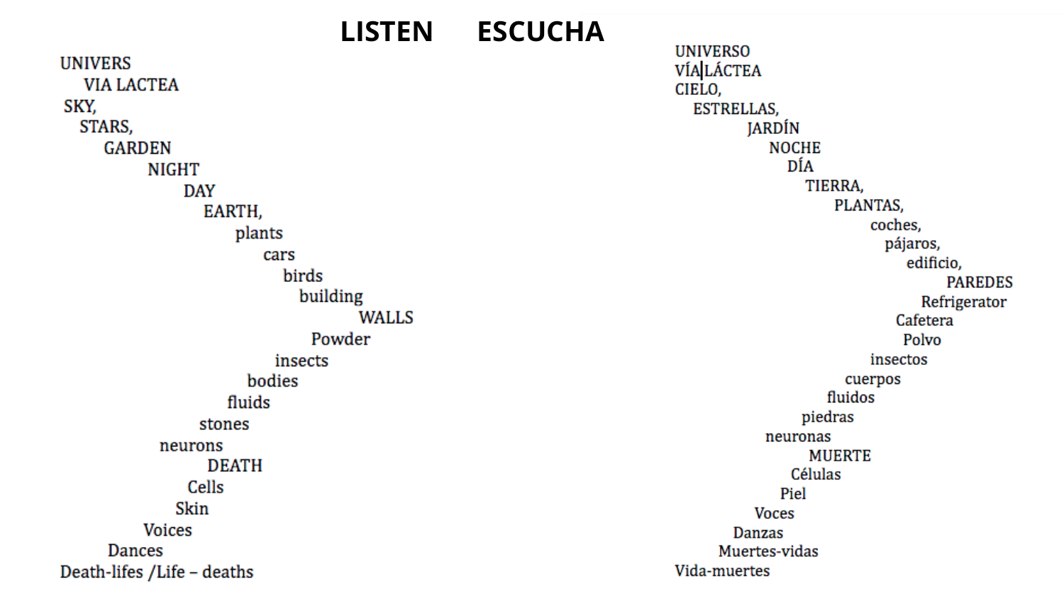**LISTEN ESCUCHA**

UNIVERS
VIA LACTEA
SKY,
STARS,
GARDEN
NIGHT
DAY
EARTH,
plants
cars
birds
building
WALLS
Powder
insects
bodies
fluids
stones
neurons
DEATH
Cells
Skin
Voices
Dances
Death-lifes /Life – deaths

UNIVERSO
VÍA LÁCTEA
CIELO,
ESTRELLAS,
JARDÍN
NOCHE
DÍA
TIERRA,
PLANTAS,
coches,
pájaros,
edificio,
PAREDES
Refrigerator
Cafetera
Polvo
insectos
cuerpos
fluidos
piedras
neuronas
MUERTE
Células
Piel
Voces
Danzas
Muertes-vidas
Vida-muertes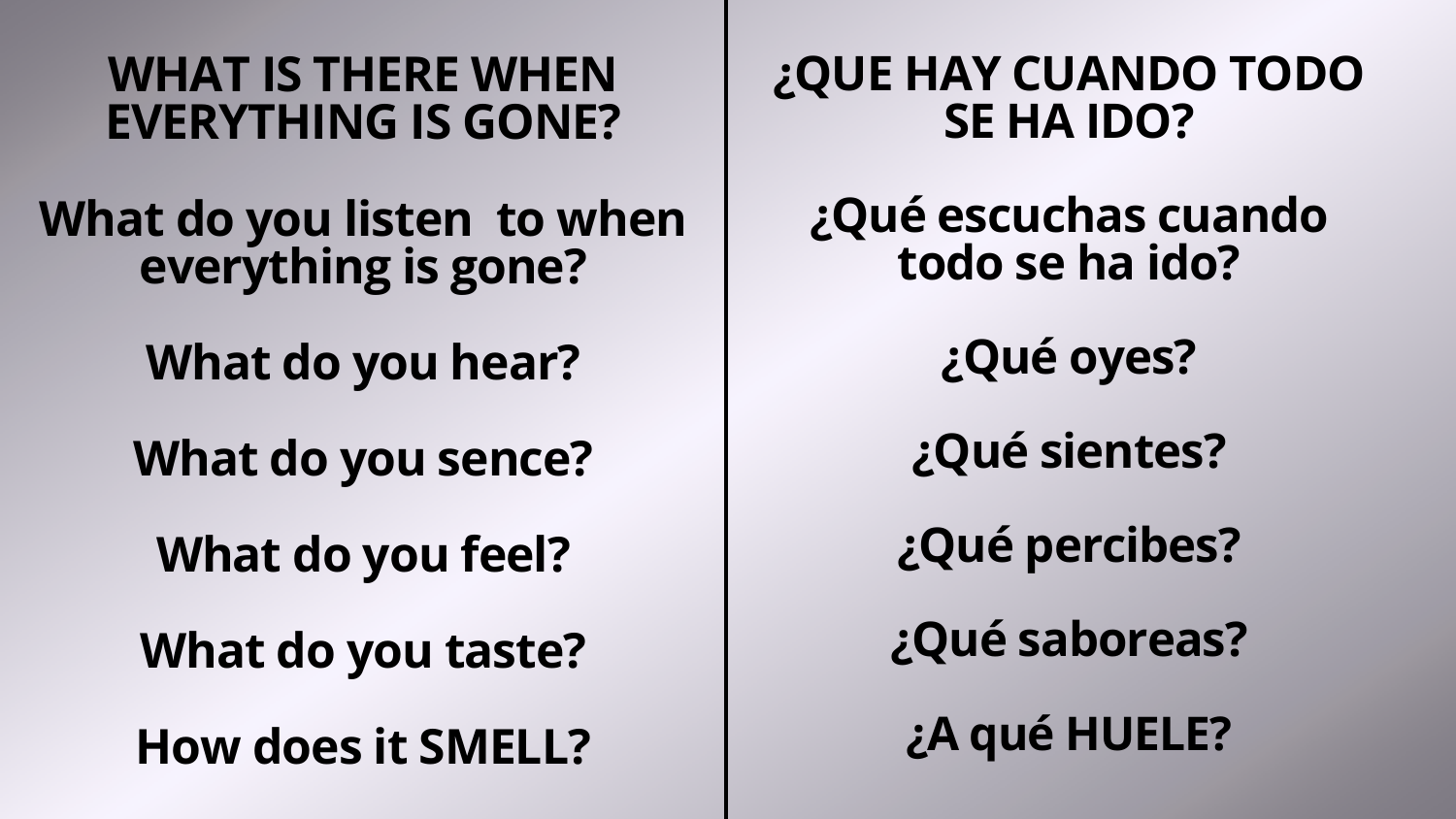## WHAT IS THERE WHEN EVERYTHING IS GONE?

What do you listen  to when everything is gone?

What do you hear?

What do you sence?

What do you feel?

What do you taste?

How does it SMELL?

## ¿QUE HAY CUANDO TODO SE HA IDO?

¿Qué escuchas cuando todo se ha ido?

¿Qué oyes?

¿Qué sientes?

¿Qué percibes?

¿Qué saboreas?

¿A qué HUELE?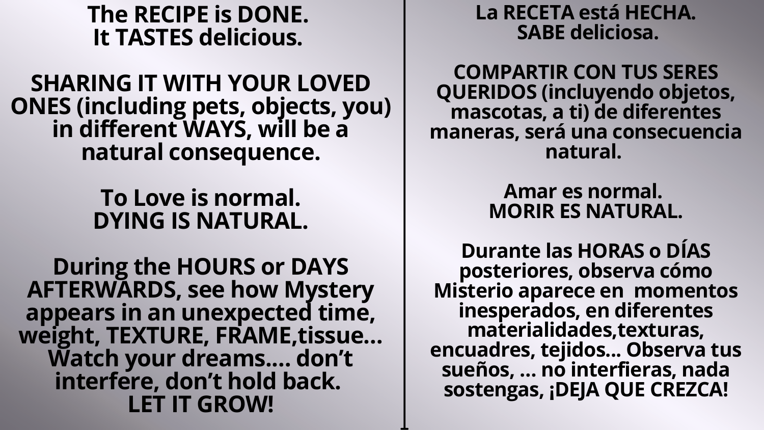**The RECIPE is DONE.**
**It TASTES delicious.**

**SHARING IT WITH YOUR LOVED ONES (including pets, objects, you) in different WAYS, will be a natural consequence.**

**To Love is normal.**
**DYING IS NATURAL.**

**During the HOURS or DAYS AFTERWARDS, see how Mystery appears in an unexpected time, weight, TEXTURE, FRAME,tissue... Watch your dreams.... don't interfere, don't hold back.**
**LET IT GROW!**

---

**La RECETA está HECHA.**
**SABE deliciosa.**

**COMPARTIR CON TUS SERES QUERIDOS (incluyendo objetos, mascotas, a ti) de diferentes maneras, será una consecuencia natural.**

**Amar es normal.**
**MORIR ES NATURAL.**

**Durante las HORAS o DÍAS posteriores, observa cómo Misterio aparece en momentos inesperados, en diferentes materialidades,texturas, encuadres, tejidos... Observa tus sueños, ... no interfieras, nada sostengas, ¡DEJA QUE CREZCA!**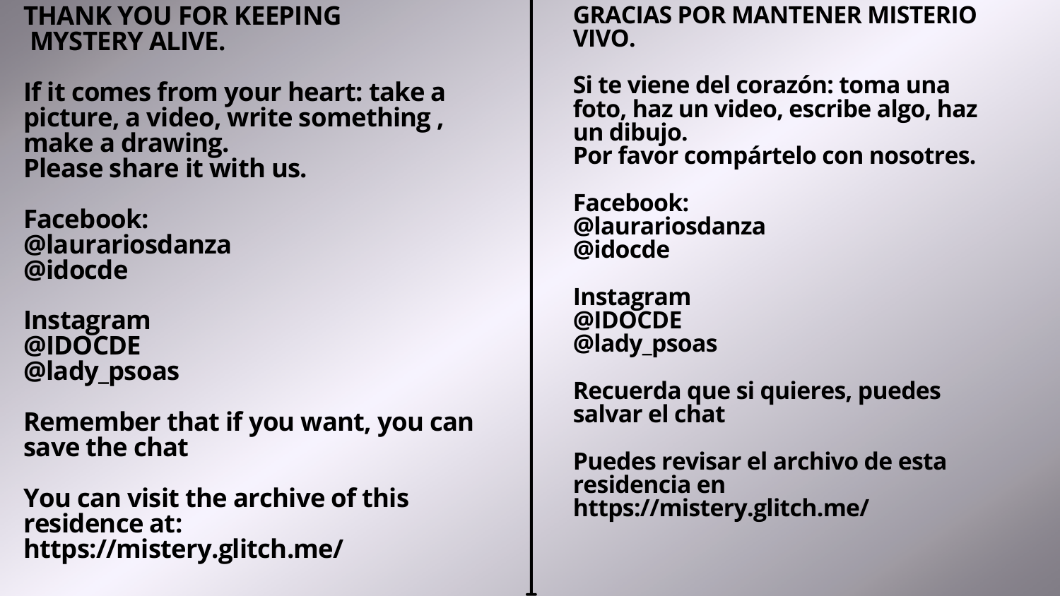**THANK YOU FOR KEEPING MYSTERY ALIVE.**

**If it comes from your heart: take a picture, a video, write something , make a drawing.**
**Please share it with us.**

**Facebook:**
**@laurariosdanza**
**@idocde**

**Instagram**
**@IDOCDE**
**@lady_psoas**

**Remember that if you want, you can save the chat**

**You can visit the archive of this residence at:**
**https://mistery.glitch.me/**

**GRACIAS POR MANTENER MISTERIO VIVO.**

**Si te viene del corazón: toma una foto, haz un video, escribe algo, haz un dibujo.**
**Por favor compártelo con nosotres.**

**Facebook:**
**@laurariosdanza**
**@idocde**

**Instagram**
**@IDOCDE**
**@lady_psoas**

**Recuerda que si quieres, puedes salvar el chat**

**Puedes revisar el archivo de esta residencia en**
**https://mistery.glitch.me/**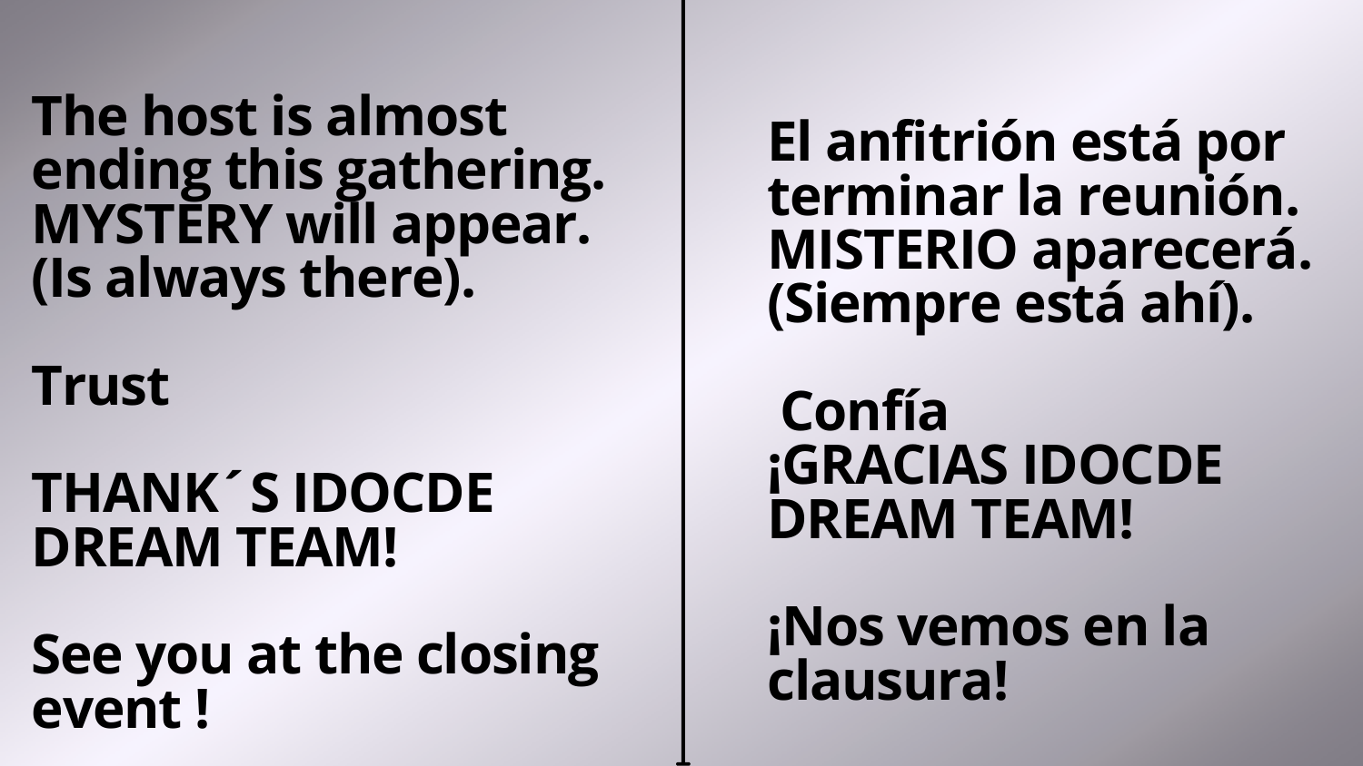**The host is almost ending this gathering.**
**MYSTERY will appear.**
**(Is always there).**

**Trust**

**THANK´S IDOCDE DREAM TEAM!**

**See you at the closing event !**

**El anfitrión está por terminar la reunión.**
**MISTERIO aparecerá.**
**(Siempre está ahí).**

**Confía**
**¡GRACIAS IDOCDE DREAM TEAM!**

**¡Nos vemos en la clausura!**